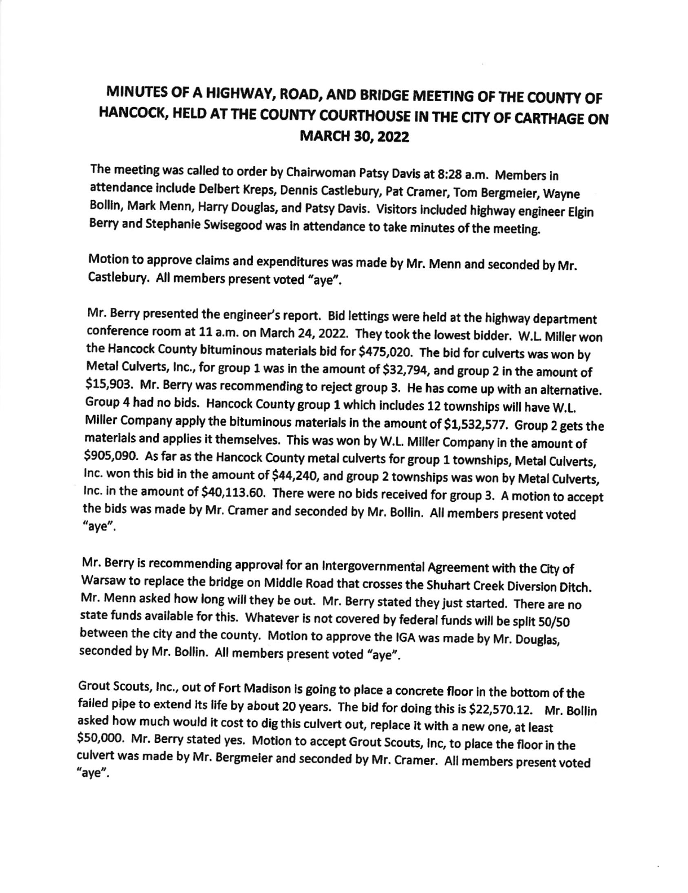# MINUTES OF A HIGHWAY, ROAD, AND BRIDGE MEETING OF THE COUNTY OF HANCOCK, HELD AT THE COUNTY COURTHOUSE IN THE CITY OF CARTHAGE ON MARCH 30, 2022

The meeting was called to order by Chairwoman Patsy Davis at 8:28 a.m. Members in attendance include Delbert Kreps, Dennis Castlebury, Pat Cramer, Tom Bergmeier, Wayne Bollin, Mark Menn, Harry Douglas, and Patsy Davis. Visitors included highway engineer Elgin Berry and Stephanie Swisegood was in attendance to take minutes of the meeting.

Motion to approve claims and expenditures was made by Mr. Menn and seconded by Mr. Castlebury. All members present voted "aye".

Mr. Berry presented the engineer's report. Bid lettings were held at the highway department conference room at 11 a.m. on March 24, 2022. They took the lowest bidder. W.L Miller won the Hancock County bituminous materials bid for $475,020. The bid for culverts was won by Metal Culverts, Inc., for group 1 was in the amount of $32,794, and group 2 in the amount of $15,903. Mr. Berry was recommending to reject group 3. He has come up with an alternative. Group 4 had no bids. Hancock County group 1 which includes 12 townships will have W.L. Miller Company apply the bituminous materials in the amount of $1,532,577. Group 2 gets the materials and applies it themselves. This was won by W.L. Miller Company in the amount of $905,090. As far as the Hancock County metal culverts for group 1 townships, Metal Culverts, Inc. won this bid in the amount of $44,240, and group 2 townships was won by Metal Culverts, Inc. in the amount of $40,113.60. There were no bids received for group 3. A motion to accept the bids was made by Mr. Cramer and seconded by Mr. Bollin. All members present voted "aye".

Mr. Berry is recommending approval for an Intergovernmental Agreement with the City of Warsaw to replace the bridge on Middle Road that crosses the Shuhart Creek Diversion Ditch. Mr. Menn asked how long will they be out. Mr. Berry stated they just started. There are no state funds available for this. Whatever is not covered by federal funds will be split 50/50 between the city and the county. Motion to approve the IGA was made by Mr. Douglas, seconded by Mr. Bollin. All members present voted "aye".

Grout Scouts, Inc., out of Fort Madison is going to place a concrete floor in the bottom of the failed pipe to extend its life by about 20 years. The bid for doing this is $22,570.12. Mr. Bollin asked how much would it cost to dig this culvert out, replace it with a new one, at least $50,000. Mr. Berry stated yes. Motion to accept Grout Scouts, Inc, to place the floor in the culvert was made by Mr. Bergmeier and seconded by Mr. Cramer. All members present voted "aye".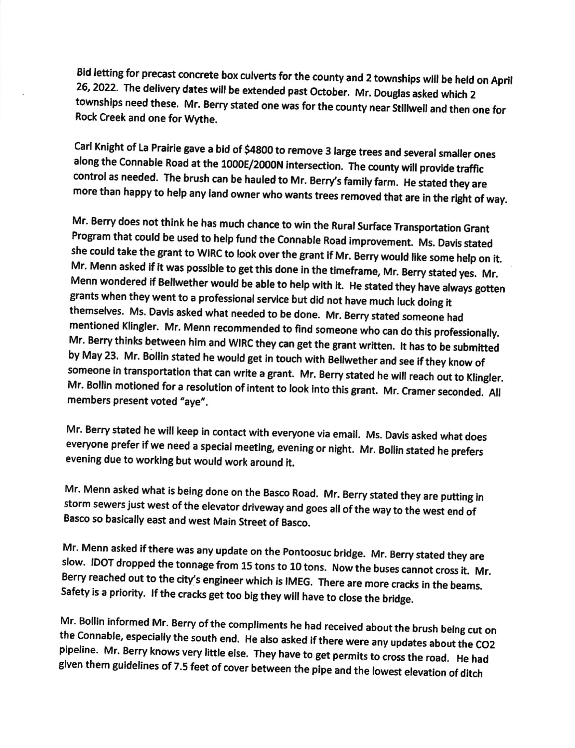Bid letting for precast concrete box culverts for the county and 2 townships will be held on April 26, 2022. The delivery dates will be extended past October. Mr. Douglas asked which 2 townships need these. Mr. Berry stated one was for the county near Stillwell and then one for Rock Creek and one for Wythe.

Carl Knight of La Prairie gave a bid of $4800 to remove 3 large trees and several smaller ones along the Connable Road at the 1000E/2000N intersection. The county will provide traffic control as needed. The brush can be hauled to Mr. Berry's family farm. He stated they are more than happy to help any land owner who wants trees removed that are in the right of way.

Mr. Berry does not think he has much chance to win the Rural Surface Transportation Grant Program that could be used to help fund the Connable Road improvement. Ms. Davis stated she could take the grant to WIRC to look over the grant if Mr. Berry would like some help on it. Mr. Menn asked if it was possible to get this done in the timeframe, Mr. Berry stated yes. Mr. Menn wondered if Bellwether would be able to help with it. He stated they have always gotten grants when they went to a professional service but did not have much luck doing it themselves. Ms. Davis asked what needed to be done. Mr. Berry stated someone had mentioned Klingler. Mr. Menn recommended to find someone who can do this professionally. Mr. Berry thinks between him and WIRC they can get the grant written. It has to be submitted by May 23. Mr. Bollin stated he would get in touch with Bellwether and see if they know of someone in transportation that can write a grant. Mr. Berry stated he will reach out to Klingler. Mr. Bollin motioned for a resolution of intent to look into this grant. Mr. Cramer seconded. All members present voted "aye".

Mr. Berry stated he will keep in contact with everyone via email. Ms. Davis asked what does everyone prefer if we need a special meeting, evening or night. Mr. Bollin stated he prefers evening due to working but would work around it.

Mr. Menn asked what is being done on the Basco Road. Mr. Berry stated they are putting in storm sewers just west of the elevator driveway and goes all of the way to the west end of Basco so basically east and west Main Street of Basco.

Mr. Menn asked if there was any update on the Pontoosuc bridge. Mr. Berry stated they are slow. IDOT dropped the tonnage from 15 tons to 10 tons. Now the buses cannot cross it. Mr. Berry reached out to the city's engineer which is IMEG. There are more cracks in the beams. Safety is a priority. If the cracks get too big they will have to close the bridge.

Mr. Bollin informed Mr. Berry of the compliments he had received about the brush being cut on the Connable, especially the south end. He also asked if there were any updates about the $CO_2$ pipeline. Mr. Berry knows very little else. They have to get permits to cross the road. He had given them guidelines of 7.5 feet of cover between the pipe and the lowest elevation of ditch